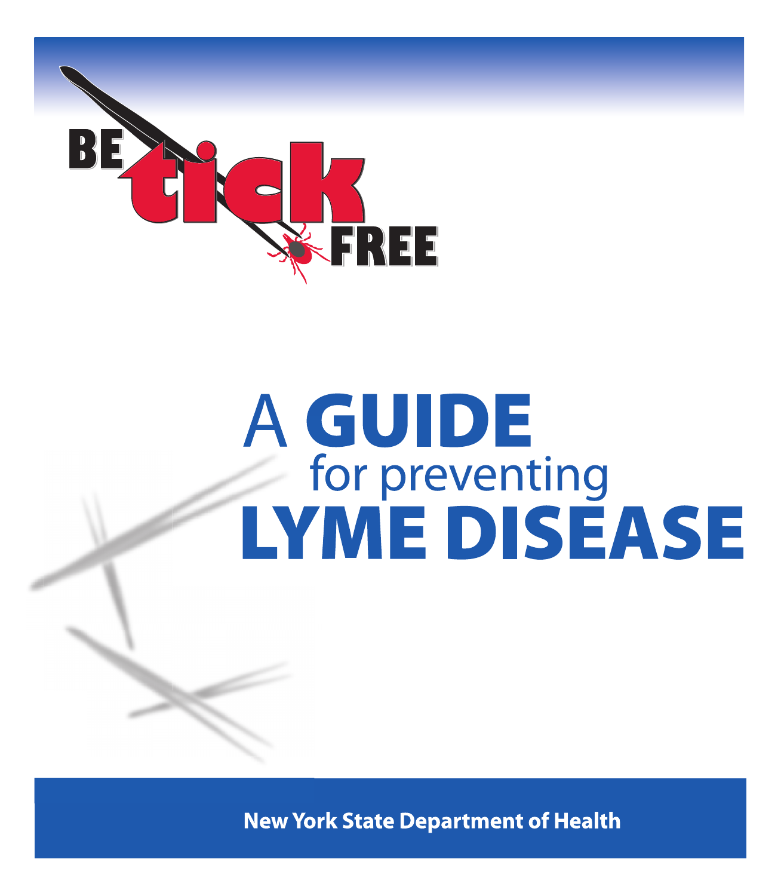BE tick FREE

# A GUIDE for preventing LYME DISEASE

**New York State Department of Health**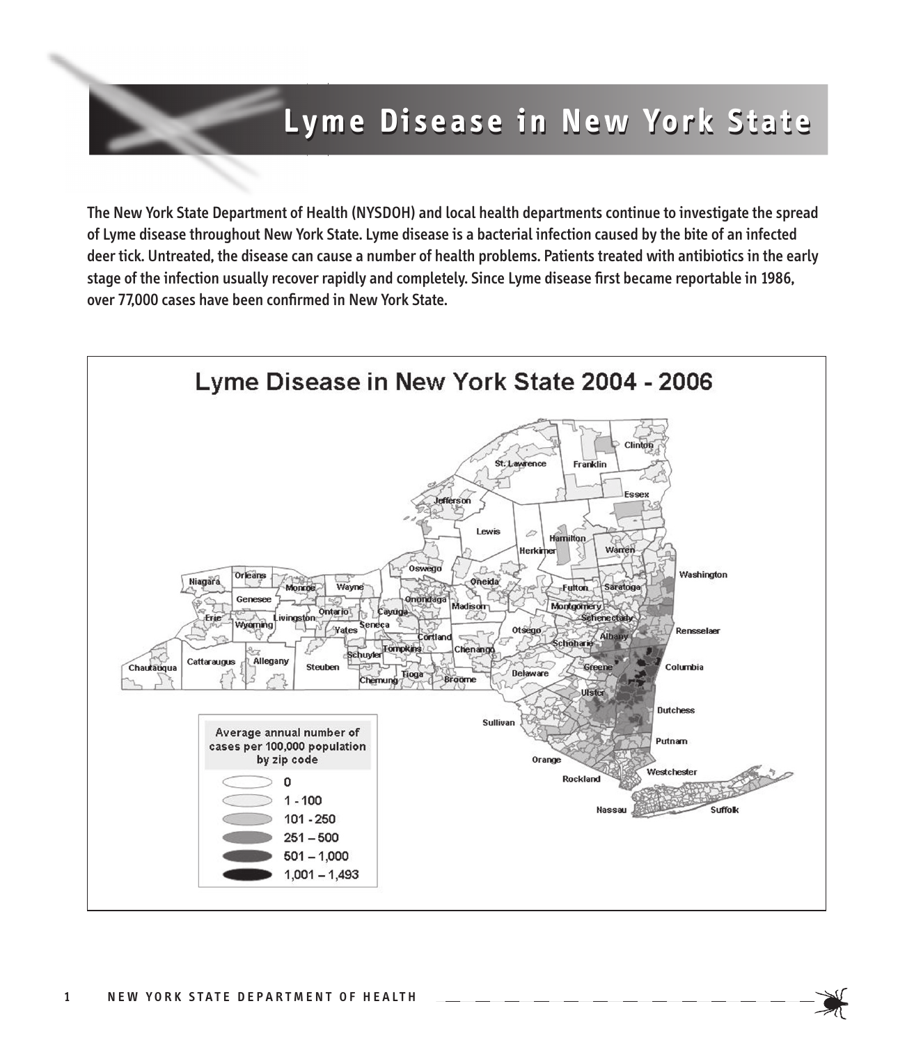# Lyme Disease in New York State

The New York State Department of Health (NYSDOH) and local health departments continue to investigate the spread of Lyme disease throughout New York State. Lyme disease is a bacterial infection caused by the bite of an infected deer tick. Untreated, the disease can cause a number of health problems. Patients treated with antibiotics in the early stage of the infection usually recover rapidly and completely. Since Lyme disease first became reportable in 1986, over 77,000 cases have been confirmed in New York State.

## Lyme Disease in New York State 2004 - 2006

Average annual number of cases per 100,000 population by zip code

- 0
- 1 - 100
- 101 - 250
- 251 – 500
- 501 – 1,000
- 1,001 – 1,493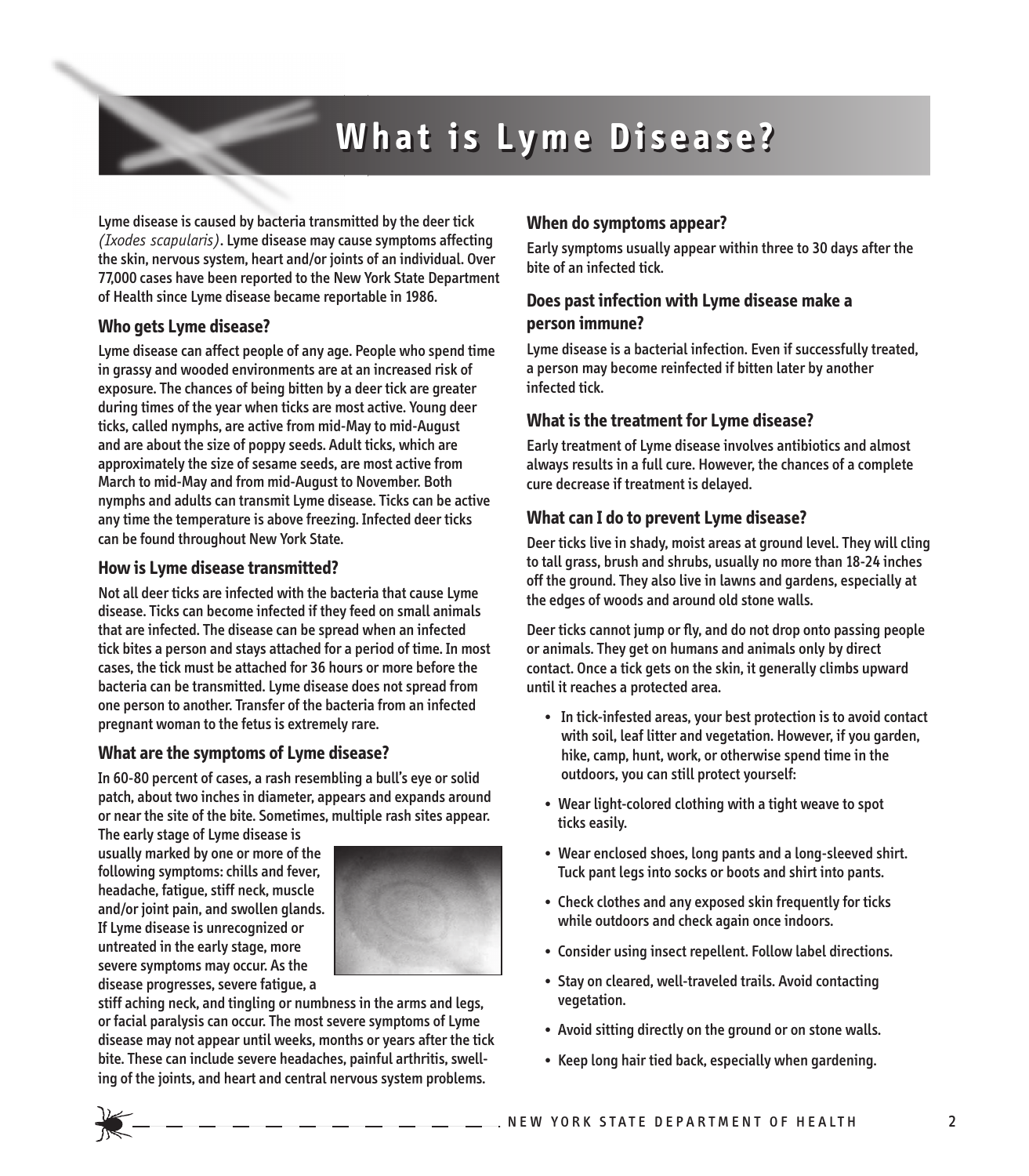# What is Lyme Disease?

Lyme disease is caused by bacteria transmitted by the deer tick *(Ixodes scapularis)*. Lyme disease may cause symptoms affecting the skin, nervous system, heart and/or joints of an individual. Over 77,000 cases have been reported to the New York State Department of Health since Lyme disease became reportable in 1986.

### Who gets Lyme disease?

Lyme disease can affect people of any age. People who spend time in grassy and wooded environments are at an increased risk of exposure. The chances of being bitten by a deer tick are greater during times of the year when ticks are most active. Young deer ticks, called nymphs, are active from mid-May to mid-August and are about the size of poppy seeds. Adult ticks, which are approximately the size of sesame seeds, are most active from March to mid-May and from mid-August to November. Both nymphs and adults can transmit Lyme disease. Ticks can be active any time the temperature is above freezing. Infected deer ticks can be found throughout New York State.

### How is Lyme disease transmitted?

Not all deer ticks are infected with the bacteria that cause Lyme disease. Ticks can become infected if they feed on small animals that are infected. The disease can be spread when an infected tick bites a person and stays attached for a period of time. In most cases, the tick must be attached for 36 hours or more before the bacteria can be transmitted. Lyme disease does not spread from one person to another. Transfer of the bacteria from an infected pregnant woman to the fetus is extremely rare.

### What are the symptoms of Lyme disease?

In 60-80 percent of cases, a rash resembling a bull's eye or solid patch, about two inches in diameter, appears and expands around or near the site of the bite. Sometimes, multiple rash sites appear. The early stage of Lyme disease is usually marked by one or more of the following symptoms: chills and fever, headache, fatigue, stiff neck, muscle and/or joint pain, and swollen glands. If Lyme disease is unrecognized or untreated in the early stage, more severe symptoms may occur. As the disease progresses, severe fatigue, a stiff aching neck, and tingling or numbness in the arms and legs, or facial paralysis can occur. The most severe symptoms of Lyme disease may not appear until weeks, months or years after the tick bite. These can include severe headaches, painful arthritis, swelling of the joints, and heart and central nervous system problems.

### When do symptoms appear?

Early symptoms usually appear within three to 30 days after the bite of an infected tick.

### Does past infection with Lyme disease make a person immune?

Lyme disease is a bacterial infection. Even if successfully treated, a person may become reinfected if bitten later by another infected tick.

### What is the treatment for Lyme disease?

Early treatment of Lyme disease involves antibiotics and almost always results in a full cure. However, the chances of a complete cure decrease if treatment is delayed.

### What can I do to prevent Lyme disease?

Deer ticks live in shady, moist areas at ground level. They will cling to tall grass, brush and shrubs, usually no more than 18-24 inches off the ground. They also live in lawns and gardens, especially at the edges of woods and around old stone walls.

Deer ticks cannot jump or fly, and do not drop onto passing people or animals. They get on humans and animals only by direct contact. Once a tick gets on the skin, it generally climbs upward until it reaches a protected area.

- In tick-infested areas, your best protection is to avoid contact with soil, leaf litter and vegetation. However, if you garden, hike, camp, hunt, work, or otherwise spend time in the outdoors, you can still protect yourself:
- Wear light-colored clothing with a tight weave to spot ticks easily.
- Wear enclosed shoes, long pants and a long-sleeved shirt. Tuck pant legs into socks or boots and shirt into pants.
- Check clothes and any exposed skin frequently for ticks while outdoors and check again once indoors.
- Consider using insect repellent. Follow label directions.
- Stay on cleared, well-traveled trails. Avoid contacting vegetation.
- Avoid sitting directly on the ground or on stone walls.
- Keep long hair tied back, especially when gardening.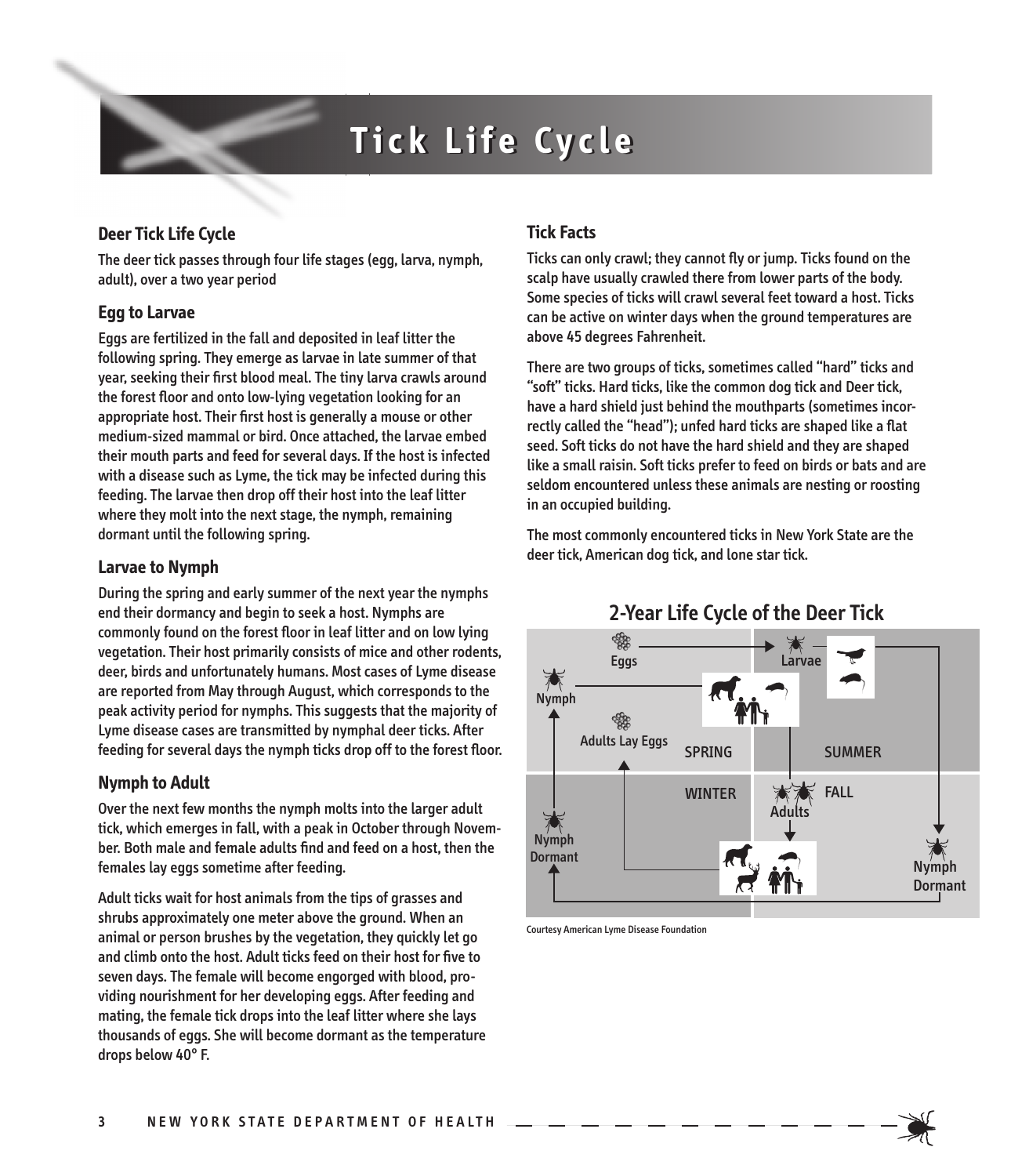# Tick Life Cycle

## Deer Tick Life Cycle

The deer tick passes through four life stages (egg, larva, nymph, adult), over a two year period

### Egg to Larvae

Eggs are fertilized in the fall and deposited in leaf litter the following spring. They emerge as larvae in late summer of that year, seeking their first blood meal. The tiny larva crawls around the forest floor and onto low-lying vegetation looking for an appropriate host. Their first host is generally a mouse or other medium-sized mammal or bird. Once attached, the larvae embed their mouth parts and feed for several days. If the host is infected with a disease such as Lyme, the tick may be infected during this feeding. The larvae then drop off their host into the leaf litter where they molt into the next stage, the nymph, remaining dormant until the following spring.

### Larvae to Nymph

During the spring and early summer of the next year the nymphs end their dormancy and begin to seek a host. Nymphs are commonly found on the forest floor in leaf litter and on low lying vegetation. Their host primarily consists of mice and other rodents, deer, birds and unfortunately humans. Most cases of Lyme disease are reported from May through August, which corresponds to the peak activity period for nymphs. This suggests that the majority of Lyme disease cases are transmitted by nymphal deer ticks. After feeding for several days the nymph ticks drop off to the forest floor.

### Nymph to Adult

Over the next few months the nymph molts into the larger adult tick, which emerges in fall, with a peak in October through November. Both male and female adults find and feed on a host, then the females lay eggs sometime after feeding.

Adult ticks wait for host animals from the tips of grasses and shrubs approximately one meter above the ground. When an animal or person brushes by the vegetation, they quickly let go and climb onto the host. Adult ticks feed on their host for five to seven days. The female will become engorged with blood, providing nourishment for her developing eggs. After feeding and mating, the female tick drops into the leaf litter where she lays thousands of eggs. She will become dormant as the temperature drops below 40° F.

## Tick Facts

Ticks can only crawl; they cannot fly or jump. Ticks found on the scalp have usually crawled there from lower parts of the body. Some species of ticks will crawl several feet toward a host. Ticks can be active on winter days when the ground temperatures are above 45 degrees Fahrenheit.

There are two groups of ticks, sometimes called "hard" ticks and "soft" ticks. Hard ticks, like the common dog tick and Deer tick, have a hard shield just behind the mouthparts (sometimes incorrectly called the "head"); unfed hard ticks are shaped like a flat seed. Soft ticks do not have the hard shield and they are shaped like a small raisin. Soft ticks prefer to feed on birds or bats and are seldom encountered unless these animals are nesting or roosting in an occupied building.

The most commonly encountered ticks in New York State are the deer tick, American dog tick, and lone star tick.

## 2-Year Life Cycle of the Deer Tick

Eggs → Larvae → Nymph Dormant → Nymph → Adults → Adults Lay Eggs

SPRING | SUMMER | FALL | WINTER

Courtesy American Lyme Disease Foundation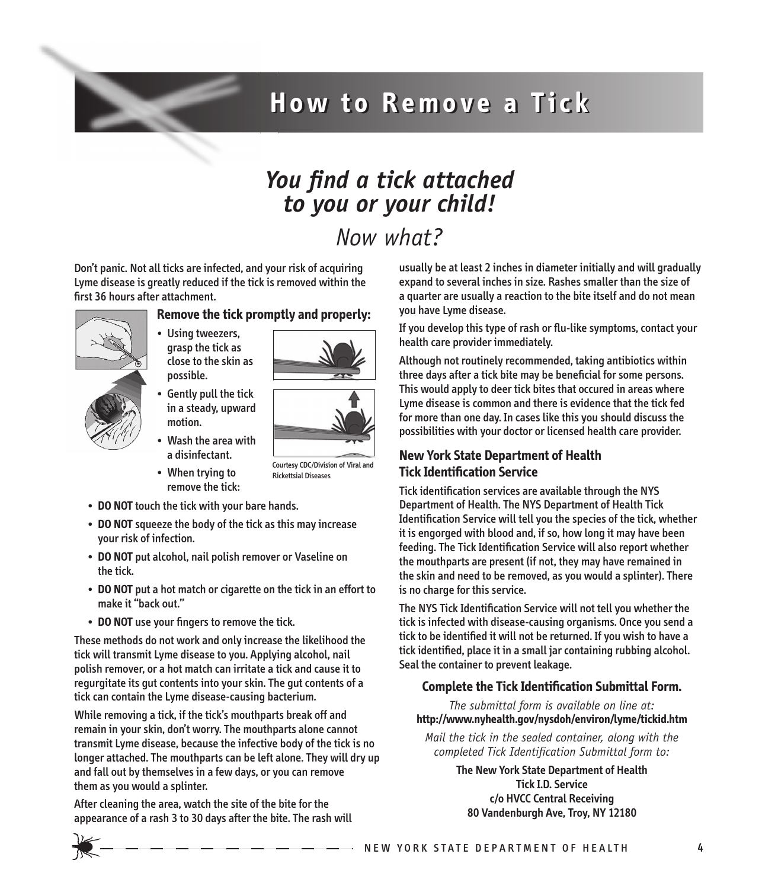# How to Remove a Tick

## *You find a tick attached to you or your child!*

*Now what?*

Don't panic. Not all ticks are infected, and your risk of acquiring Lyme disease is greatly reduced if the tick is removed within the first 36 hours after attachment.

### Remove the tick promptly and properly:

- Using tweezers, grasp the tick as close to the skin as possible.
- Gently pull the tick in a steady, upward motion.
- Wash the area with a disinfectant.
- When trying to remove the tick:

Courtesy CDC/Division of Viral and Rickettsial Diseases

- **DO NOT** touch the tick with your bare hands.
- **DO NOT** squeeze the body of the tick as this may increase your risk of infection.
- **DO NOT** put alcohol, nail polish remover or Vaseline on the tick.
- **DO NOT** put a hot match or cigarette on the tick in an effort to make it "back out."
- **DO NOT** use your fingers to remove the tick.

These methods do not work and only increase the likelihood the tick will transmit Lyme disease to you. Applying alcohol, nail polish remover, or a hot match can irritate a tick and cause it to regurgitate its gut contents into your skin. The gut contents of a tick can contain the Lyme disease-causing bacterium.

While removing a tick, if the tick's mouthparts break off and remain in your skin, don't worry. The mouthparts alone cannot transmit Lyme disease, because the infective body of the tick is no longer attached. The mouthparts can be left alone. They will dry up and fall out by themselves in a few days, or you can remove them as you would a splinter.

After cleaning the area, watch the site of the bite for the appearance of a rash 3 to 30 days after the bite. The rash will usually be at least 2 inches in diameter initially and will gradually expand to several inches in size. Rashes smaller than the size of a quarter are usually a reaction to the bite itself and do not mean you have Lyme disease.

If you develop this type of rash or flu-like symptoms, contact your health care provider immediately.

Although not routinely recommended, taking antibiotics within three days after a tick bite may be beneficial for some persons. This would apply to deer tick bites that occured in areas where Lyme disease is common and there is evidence that the tick fed for more than one day. In cases like this you should discuss the possibilities with your doctor or licensed health care provider.

### New York State Department of Health Tick Identification Service

Tick identification services are available through the NYS Department of Health. The NYS Department of Health Tick Identification Service will tell you the species of the tick, whether it is engorged with blood and, if so, how long it may have been feeding. The Tick Identification Service will also report whether the mouthparts are present (if not, they may have remained in the skin and need to be removed, as you would a splinter). There is no charge for this service.

The NYS Tick Identification Service will not tell you whether the tick is infected with disease-causing organisms. Once you send a tick to be identified it will not be returned. If you wish to have a tick identified, place it in a small jar containing rubbing alcohol. Seal the container to prevent leakage.

### Complete the Tick Identification Submittal Form.

*The submittal form is available on line at:*
**http://www.nyhealth.gov/nysdoh/environ/lyme/tickid.htm**

*Mail the tick in the sealed container, along with the completed Tick Identification Submittal form to:*

**The New York State Department of Health**
**Tick I.D. Service**
**c/o HVCC Central Receiving**
**80 Vandenburgh Ave, Troy, NY 12180**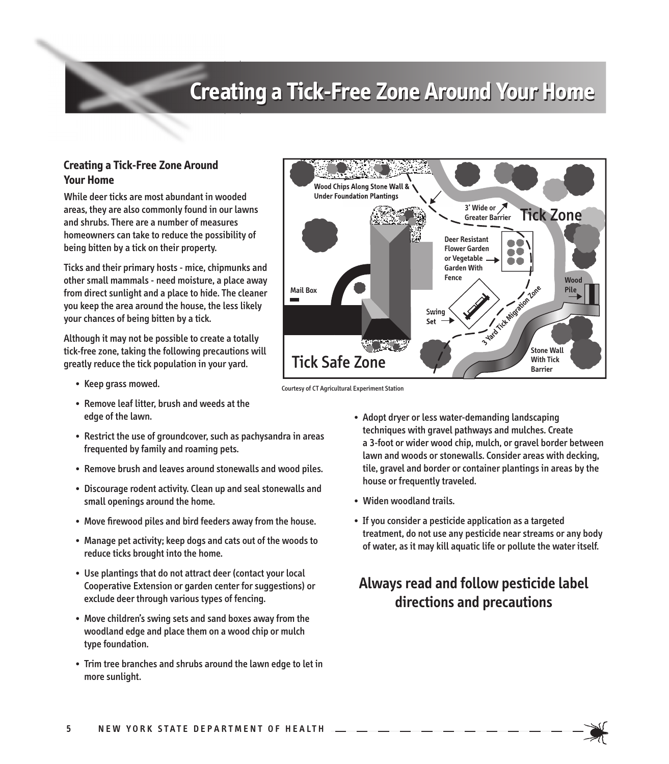# Creating a Tick-Free Zone Around Your Home

### Creating a Tick-Free Zone Around Your Home

While deer ticks are most abundant in wooded areas, they are also commonly found in our lawns and shrubs. There are a number of measures homeowners can take to reduce the possibility of being bitten by a tick on their property.

Ticks and their primary hosts - mice, chipmunks and other small mammals - need moisture, a place away from direct sunlight and a place to hide. The cleaner you keep the area around the house, the less likely your chances of being bitten by a tick.

Although it may not be possible to create a totally tick-free zone, taking the following precautions will greatly reduce the tick population in your yard.

Courtesy of CT Agricultural Experiment Station

- Keep grass mowed.
- Remove leaf litter, brush and weeds at the edge of the lawn.
- Restrict the use of groundcover, such as pachysandra in areas frequented by family and roaming pets.
- Remove brush and leaves around stonewalls and wood piles.
- Discourage rodent activity. Clean up and seal stonewalls and small openings around the home.
- Move firewood piles and bird feeders away from the house.
- Manage pet activity; keep dogs and cats out of the woods to reduce ticks brought into the home.
- Use plantings that do not attract deer (contact your local Cooperative Extension or garden center for suggestions) or exclude deer through various types of fencing.
- Move children's swing sets and sand boxes away from the woodland edge and place them on a wood chip or mulch type foundation.
- Trim tree branches and shrubs around the lawn edge to let in more sunlight.
- Adopt dryer or less water-demanding landscaping techniques with gravel pathways and mulches. Create a 3-foot or wider wood chip, mulch, or gravel border between lawn and woods or stonewalls. Consider areas with decking, tile, gravel and border or container plantings in areas by the house or frequently traveled.
- Widen woodland trails.
- If you consider a pesticide application as a targeted treatment, do not use any pesticide near streams or any body of water, as it may kill aquatic life or pollute the water itself.

## Always read and follow pesticide label directions and precautions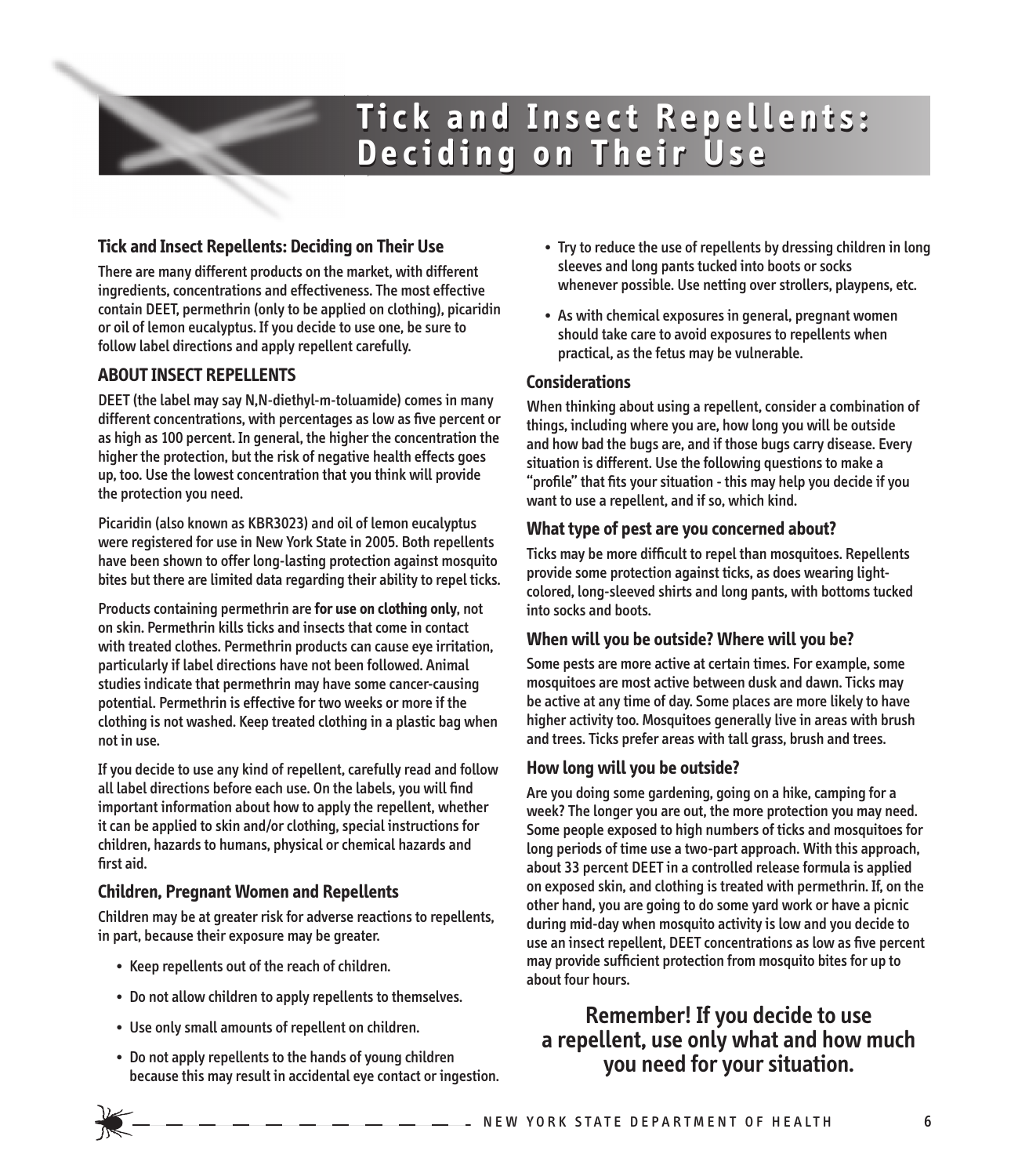# Tick and Insect Repellents: Deciding on Their Use

## Tick and Insect Repellents: Deciding on Their Use

There are many different products on the market, with different ingredients, concentrations and effectiveness. The most effective contain DEET, permethrin (only to be applied on clothing), picaridin or oil of lemon eucalyptus. If you decide to use one, be sure to follow label directions and apply repellent carefully.

## ABOUT INSECT REPELLENTS

DEET (the label may say N,N-diethyl-m-toluamide) comes in many different concentrations, with percentages as low as five percent or as high as 100 percent. In general, the higher the concentration the higher the protection, but the risk of negative health effects goes up, too. Use the lowest concentration that you think will provide the protection you need.

Picaridin (also known as KBR3023) and oil of lemon eucalyptus were registered for use in New York State in 2005. Both repellents have been shown to offer long-lasting protection against mosquito bites but there are limited data regarding their ability to repel ticks.

Products containing permethrin are **for use on clothing only**, not on skin. Permethrin kills ticks and insects that come in contact with treated clothes. Permethrin products can cause eye irritation, particularly if label directions have not been followed. Animal studies indicate that permethrin may have some cancer-causing potential. Permethrin is effective for two weeks or more if the clothing is not washed. Keep treated clothing in a plastic bag when not in use.

If you decide to use any kind of repellent, carefully read and follow all label directions before each use. On the labels, you will find important information about how to apply the repellent, whether it can be applied to skin and/or clothing, special instructions for children, hazards to humans, physical or chemical hazards and first aid.

## Children, Pregnant Women and Repellents

Children may be at greater risk for adverse reactions to repellents, in part, because their exposure may be greater.

- Keep repellents out of the reach of children.
- Do not allow children to apply repellents to themselves.
- Use only small amounts of repellent on children.
- Do not apply repellents to the hands of young children because this may result in accidental eye contact or ingestion.
- Try to reduce the use of repellents by dressing children in long sleeves and long pants tucked into boots or socks whenever possible. Use netting over strollers, playpens, etc.
- As with chemical exposures in general, pregnant women should take care to avoid exposures to repellents when practical, as the fetus may be vulnerable.

## Considerations

When thinking about using a repellent, consider a combination of things, including where you are, how long you will be outside and how bad the bugs are, and if those bugs carry disease. Every situation is different. Use the following questions to make a "profile" that fits your situation - this may help you decide if you want to use a repellent, and if so, which kind.

### What type of pest are you concerned about?

Ticks may be more difficult to repel than mosquitoes. Repellents provide some protection against ticks, as does wearing light-colored, long-sleeved shirts and long pants, with bottoms tucked into socks and boots.

### When will you be outside? Where will you be?

Some pests are more active at certain times. For example, some mosquitoes are most active between dusk and dawn. Ticks may be active at any time of day. Some places are more likely to have higher activity too. Mosquitoes generally live in areas with brush and trees. Ticks prefer areas with tall grass, brush and trees.

### How long will you be outside?

Are you doing some gardening, going on a hike, camping for a week? The longer you are out, the more protection you may need. Some people exposed to high numbers of ticks and mosquitoes for long periods of time use a two-part approach. With this approach, about 33 percent DEET in a controlled release formula is applied on exposed skin, and clothing is treated with permethrin. If, on the other hand, you are going to do some yard work or have a picnic during mid-day when mosquito activity is low and you decide to use an insect repellent, DEET concentrations as low as five percent may provide sufficient protection from mosquito bites for up to about four hours.

**Remember! If you decide to use a repellent, use only what and how much you need for your situation.**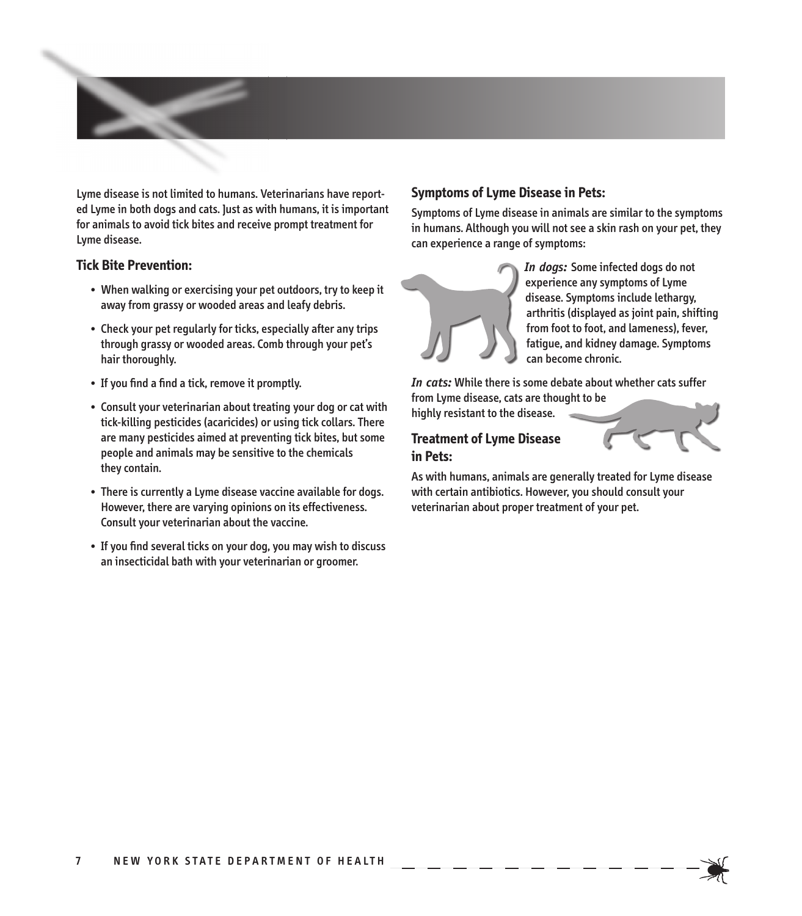Lyme disease is not limited to humans. Veterinarians have reported Lyme in both dogs and cats. Just as with humans, it is important for animals to avoid tick bites and receive prompt treatment for Lyme disease.

### Tick Bite Prevention:

- When walking or exercising your pet outdoors, try to keep it away from grassy or wooded areas and leafy debris.
- Check your pet regularly for ticks, especially after any trips through grassy or wooded areas. Comb through your pet's hair thoroughly.
- If you find a find a tick, remove it promptly.
- Consult your veterinarian about treating your dog or cat with tick-killing pesticides (acaricides) or using tick collars. There are many pesticides aimed at preventing tick bites, but some people and animals may be sensitive to the chemicals they contain.
- There is currently a Lyme disease vaccine available for dogs. However, there are varying opinions on its effectiveness. Consult your veterinarian about the vaccine.
- If you find several ticks on your dog, you may wish to discuss an insecticidal bath with your veterinarian or groomer.

### Symptoms of Lyme Disease in Pets:

Symptoms of Lyme disease in animals are similar to the symptoms in humans. Although you will not see a skin rash on your pet, they can experience a range of symptoms:

***In dogs:*** Some infected dogs do not experience any symptoms of Lyme disease. Symptoms include lethargy, arthritis (displayed as joint pain, shifting from foot to foot, and lameness), fever, fatigue, and kidney damage. Symptoms can become chronic.

***In cats:*** While there is some debate about whether cats suffer from Lyme disease, cats are thought to be highly resistant to the disease.

### Treatment of Lyme Disease in Pets:

As with humans, animals are generally treated for Lyme disease with certain antibiotics. However, you should consult your veterinarian about proper treatment of your pet.